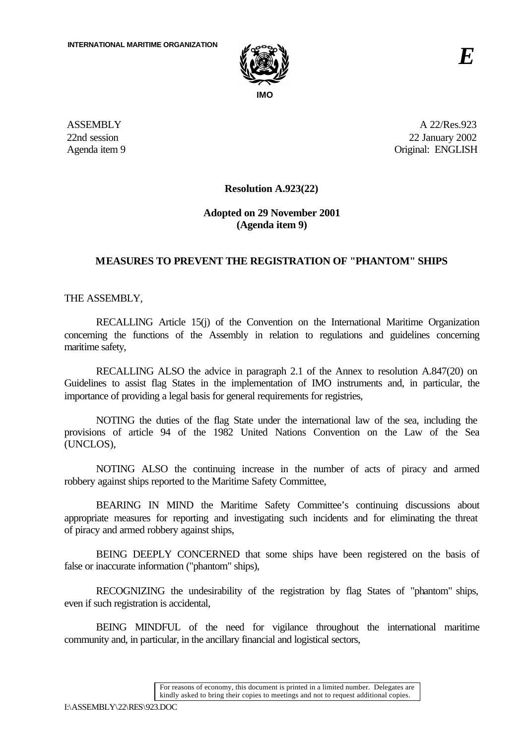INTERNATIONAL MARITIME ORGANIZATION

IMO

*E*

ASSEMBLY
22nd session
Agenda item 9

A 22/Res.923
22 January 2002
Original: ENGLISH

**Resolution A.923(22)**

**Adopted on 29 November 2001**
**(Agenda item 9)**

## MEASURES TO PREVENT THE REGISTRATION OF "PHANTOM" SHIPS

THE ASSEMBLY,

RECALLING Article 15(j) of the Convention on the International Maritime Organization concerning the functions of the Assembly in relation to regulations and guidelines concerning maritime safety,

RECALLING ALSO the advice in paragraph 2.1 of the Annex to resolution A.847(20) on Guidelines to assist flag States in the implementation of IMO instruments and, in particular, the importance of providing a legal basis for general requirements for registries,

NOTING the duties of the flag State under the international law of the sea, including the provisions of article 94 of the 1982 United Nations Convention on the Law of the Sea (UNCLOS),

NOTING ALSO the continuing increase in the number of acts of piracy and armed robbery against ships reported to the Maritime Safety Committee,

BEARING IN MIND the Maritime Safety Committee's continuing discussions about appropriate measures for reporting and investigating such incidents and for eliminating the threat of piracy and armed robbery against ships,

BEING DEEPLY CONCERNED that some ships have been registered on the basis of false or inaccurate information ("phantom" ships),

RECOGNIZING the undesirability of the registration by flag States of "phantom" ships, even if such registration is accidental,

BEING MINDFUL of the need for vigilance throughout the international maritime community and, in particular, in the ancillary financial and logistical sectors,

For reasons of economy, this document is printed in a limited number. Delegates are kindly asked to bring their copies to meetings and not to request additional copies.

I:\ASSEMBLY\22\RES\923.DOC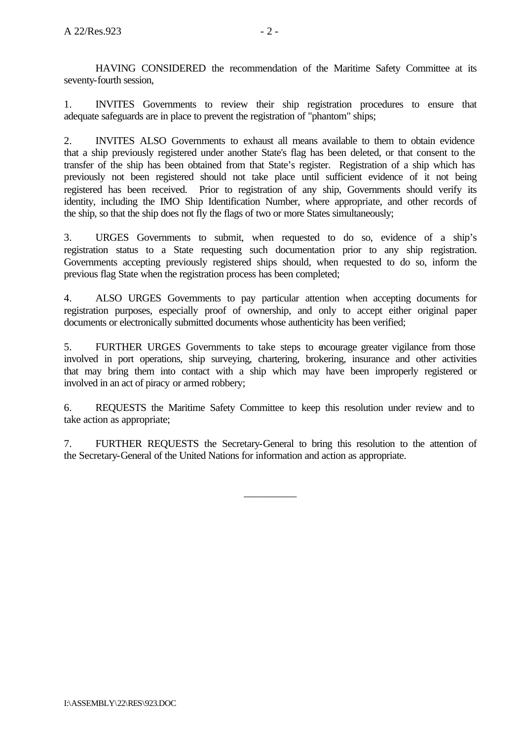HAVING CONSIDERED the recommendation of the Maritime Safety Committee at its seventy-fourth session,

1. INVITES Governments to review their ship registration procedures to ensure that adequate safeguards are in place to prevent the registration of "phantom" ships;

2. INVITES ALSO Governments to exhaust all means available to them to obtain evidence that a ship previously registered under another State's flag has been deleted, or that consent to the transfer of the ship has been obtained from that State's register. Registration of a ship which has previously not been registered should not take place until sufficient evidence of it not being registered has been received. Prior to registration of any ship, Governments should verify its identity, including the IMO Ship Identification Number, where appropriate, and other records of the ship, so that the ship does not fly the flags of two or more States simultaneously;

3. URGES Governments to submit, when requested to do so, evidence of a ship's registration status to a State requesting such documentation prior to any ship registration. Governments accepting previously registered ships should, when requested to do so, inform the previous flag State when the registration process has been completed;

4. ALSO URGES Governments to pay particular attention when accepting documents for registration purposes, especially proof of ownership, and only to accept either original paper documents or electronically submitted documents whose authenticity has been verified;

5. FURTHER URGES Governments to take steps to encourage greater vigilance from those involved in port operations, ship surveying, chartering, brokering, insurance and other activities that may bring them into contact with a ship which may have been improperly registered or involved in an act of piracy or armed robbery;

6. REQUESTS the Maritime Safety Committee to keep this resolution under review and to take action as appropriate;

7. FURTHER REQUESTS the Secretary-General to bring this resolution to the attention of the Secretary-General of the United Nations for information and action as appropriate.

___________